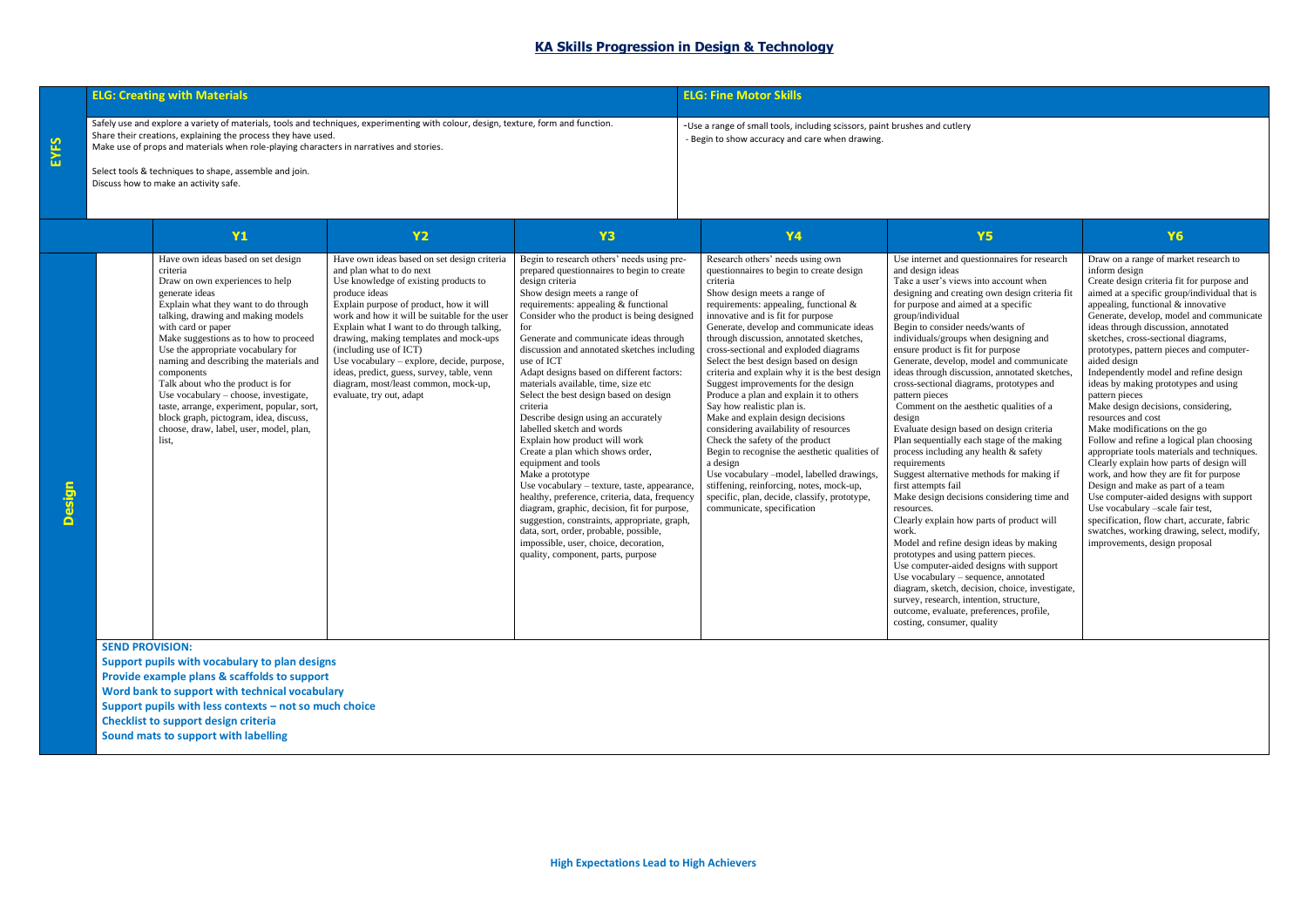# KA Skills Progression in Design & Technology

## EYFS

| ELG: Creating with Materials | ELG: Fine Motor Skills |
|---|---|
| Safely use and explore a variety of materials, tools and techniques, experimenting with colour, design, texture, form and function.<br>Share their creations, explaining the process they have used.<br>Make use of props and materials when role-playing characters in narratives and stories.<br><br>Select tools & techniques to shape, assemble and join.<br>Discuss how to make an activity safe. | -Use a range of small tools, including scissors, paint brushes and cutlery<br>- Begin to show accuracy and care when drawing. |

## Design

| Y1 | Y2 | Y3 | Y4 | Y5 | Y6 |
|---|---|---|---|---|---|
| Have own ideas based on set design criteria<br>Draw on own experiences to help generate ideas<br>Explain what they want to do through talking, drawing and making models with card or paper<br>Make suggestions as to how to proceed<br>Use the appropriate vocabulary for naming and describing the materials and components<br>Talk about who the product is for<br>Use vocabulary – choose, investigate, taste, arrange, experiment, popular, sort, block graph, pictogram, idea, discuss, choose, draw, label, user, model, plan, list, | Have own ideas based on set design criteria and plan what to do next<br>Use knowledge of existing products to produce ideas<br>Explain purpose of product, how it will work and how it will be suitable for the user<br>Explain what I want to do through talking, drawing, making templates and mock-ups (including use of ICT)<br>Use vocabulary – explore, decide, purpose, ideas, predict, guess, survey, table, venn diagram, most/least common, mock-up, evaluate, try out, adapt | Begin to research others' needs using pre-prepared questionnaires to begin to create design criteria<br>Show design meets a range of requirements: appealing & functional<br>Consider who the product is being designed for<br>Generate and communicate ideas through discussion and annotated sketches including use of ICT<br>Adapt designs based on different factors: materials available, time, size etc<br>Select the best design based on design criteria<br>Describe design using an accurately labelled sketch and words<br>Explain how product will work<br>Create a plan which shows order, equipment and tools<br>Make a prototype<br>Use vocabulary – texture, taste, appearance, healthy, preference, criteria, data, frequency diagram, graphic, decision, fit for purpose, suggestion, constraints, appropriate, graph, data, sort, order, probable, possible, impossible, user, choice, decoration, quality, component, parts, purpose | Research others' needs using own questionnaires to begin to create design criteria<br>Show design meets a range of requirements: appealing, functional & innovative and is fit for purpose<br>Generate, develop and communicate ideas through discussion, annotated sketches, cross-sectional and exploded diagrams<br>Select the best design based on design criteria and explain why it is the best design<br>Suggest improvements for the design<br>Produce a plan and explain it to others<br>Say how realistic plan is.<br>Make and explain design decisions considering availability of resources<br>Check the safety of the product<br>Begin to recognise the aesthetic qualities of a design<br>Use vocabulary –model, labelled drawings, stiffening, reinforcing, notes, mock-up, specific, plan, decide, classify, prototype, communicate, specification | Use internet and questionnaires for research and design ideas<br>Take a user's views into account when designing and creating own design criteria fit for purpose and aimed at a specific group/individual<br>Begin to consider needs/wants of individuals/groups when designing and ensure product is fit for purpose<br>Generate, develop, model and communicate ideas through discussion, annotated sketches, cross-sectional diagrams, prototypes and pattern pieces<br>Comment on the aesthetic qualities of a design<br>Evaluate design based on design criteria<br>Plan sequentially each stage of the making process including any health & safety requirements<br>Suggest alternative methods for making if first attempts fail<br>Make design decisions considering time and resources.<br>Clearly explain how parts of product will work.<br>Model and refine design ideas by making prototypes and using pattern pieces.<br>Use computer-aided designs with support<br>Use vocabulary – sequence, annotated diagram, sketch, decision, choice, investigate, survey, research, intention, structure, outcome, evaluate, preferences, profile, costing, consumer, quality | Draw on a range of market research to inform design<br>Create design criteria fit for purpose and aimed at a specific group/individual that is appealing, functional & innovative<br>Generate, develop, model and communicate ideas through discussion, annotated sketches, cross-sectional diagrams, prototypes, pattern pieces and computer-aided design<br>Independently model and refine design ideas by making prototypes and using pattern pieces<br>Make design decisions, considering, resources and cost<br>Make modifications on the go<br>Follow and refine a logical plan choosing appropriate tools materials and techniques.<br>Clearly explain how parts of design will work, and how they are fit for purpose<br>Design and make as part of a team<br>Use computer-aided designs with support<br>Use vocabulary –scale fair test, specification, flow chart, accurate, fabric swatches, working drawing, select, modify, improvements, design proposal |

**SEND PROVISION:**

**Support pupils with vocabulary to plan designs**
**Provide example plans & scaffolds to support**
**Word bank to support with technical vocabulary**
**Support pupils with less contexts – not so much choice**
**Checklist to support design criteria**
**Sound mats to support with labelling**

**High Expectations Lead to High Achievers**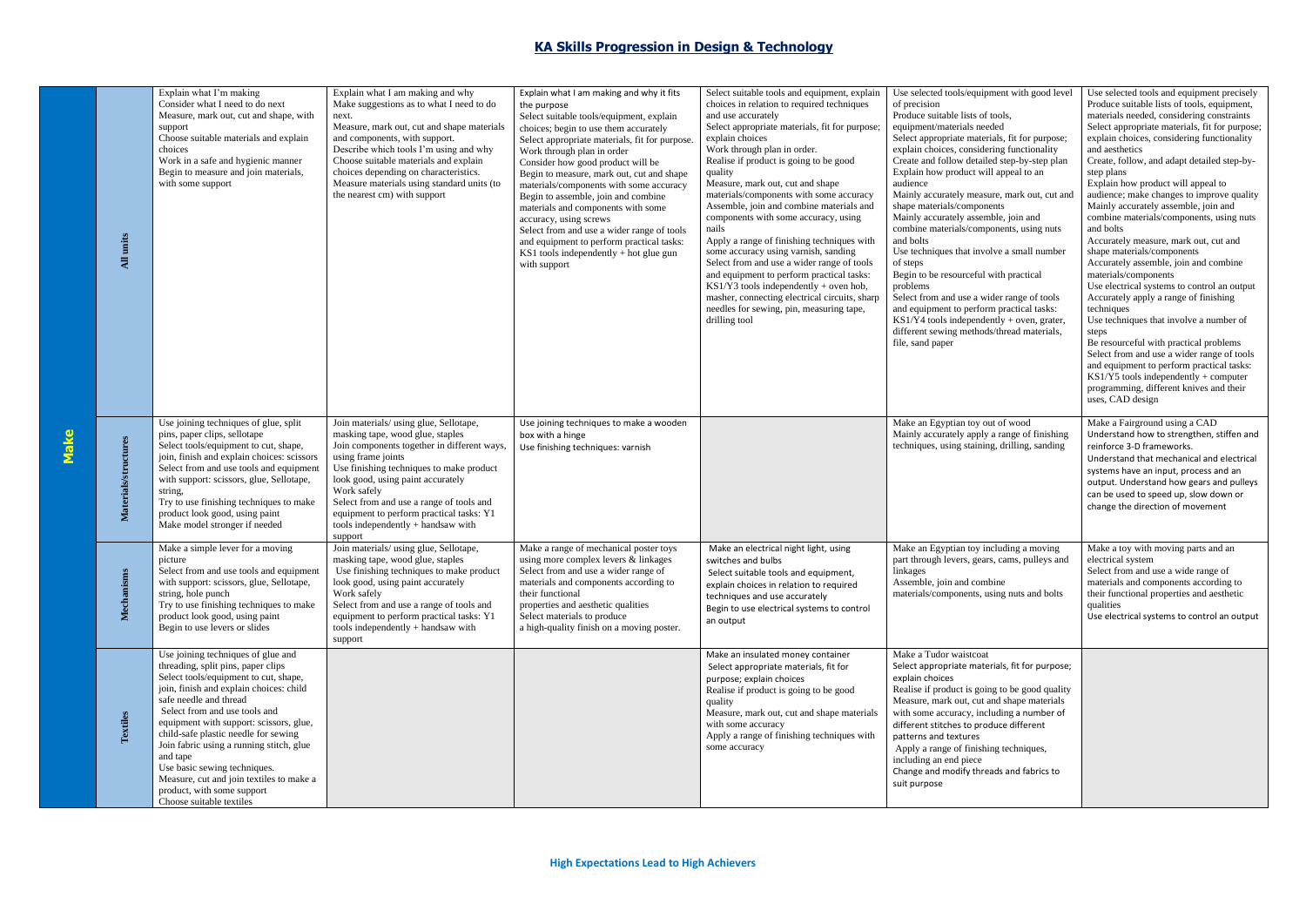# KA Skills Progression in Design & Technology

| Make | | | | | | | |
|---|---|---|---|---|---|---|---|
| | **All units** | Explain what I'm making<br>Consider what I need to do next<br>Measure, mark out, cut and shape, with support<br>Choose suitable materials and explain choices<br>Work in a safe and hygienic manner<br>Begin to measure and join materials, with some support | Explain what I am making and why<br>Make suggestions as to what I need to do next.<br>Measure, mark out, cut and shape materials and components, with support.<br>Describe which tools I'm using and why<br>Choose suitable materials and explain choices depending on characteristics.<br>Measure materials using standard units (to the nearest cm) with support | Explain what I am making and why it fits the purpose<br>Select suitable tools/equipment, explain choices; begin to use them accurately<br>Select appropriate materials, fit for purpose.<br>Work through plan in order<br>Consider how good product will be<br>Begin to measure, mark out, cut and shape materials/components with some accuracy<br>Begin to assemble, join and combine materials and components with some accuracy, using screws<br>Select from and use a wider range of tools and equipment to perform practical tasks: KS1 tools independently + hot glue gun with support | Select suitable tools and equipment, explain choices in relation to required techniques and use accurately<br>Select appropriate materials, fit for purpose; explain choices<br>Work through plan in order.<br>Realise if product is going to be good quality<br>Measure, mark out, cut and shape materials/components with some accuracy<br>Assemble, join and combine materials and components with some accuracy, using nails<br>Apply a range of finishing techniques with some accuracy using varnish, sanding<br>Select from and use a wider range of tools and equipment to perform practical tasks: KS1/Y3 tools independently + oven hob, masher, connecting electrical circuits, sharp needles for sewing, pin, measuring tape, drilling tool | Use selected tools/equipment with good level of precision<br>Produce suitable lists of tools, equipment/materials needed<br>Select appropriate materials, fit for purpose; explain choices, considering functionality<br>Create and follow detailed step-by-step plan<br>Explain how product will appeal to an audience<br>Mainly accurately measure, mark out, cut and shape materials/components<br>Mainly accurately assemble, join and combine materials/components, using nuts and bolts<br>Use techniques that involve a small number of steps<br>Begin to be resourceful with practical problems<br>Select from and use a wider range of tools and equipment to perform practical tasks: KS1/Y4 tools independently + oven, grater, different sewing methods/thread materials, file, sand paper | Use selected tools and equipment precisely<br>Produce suitable lists of tools, equipment, materials needed, considering constraints<br>Select appropriate materials, fit for purpose; explain choices, considering functionality and aesthetics<br>Create, follow, and adapt detailed step-by-step plans<br>Explain how product will appeal to audience; make changes to improve quality<br>Mainly accurately assemble, join and combine materials/components, using nuts and bolts<br>Accurately measure, mark out, cut and shape materials/components<br>Accurately assemble, join and combine materials/components<br>Use electrical systems to control an output<br>Accurately apply a range of finishing techniques<br>Use techniques that involve a number of steps<br>Be resourceful with practical problems<br>Select from and use a wider range of tools and equipment to perform practical tasks: KS1/Y5 tools independently + computer programming, different knives and their uses, CAD design |
| | **Materials/structures** | Use joining techniques of glue, split pins, paper clips, sellotape<br>Select tools/equipment to cut, shape, join, finish and explain choices: scissors<br>Select from and use tools and equipment with support: scissors, glue, Sellotape, string,<br>Try to use finishing techniques to make product look good, using paint<br>Make model stronger if needed | Join materials/ using glue, Sellotape, masking tape, wood glue, staples<br>Join components together in different ways, using frame joints<br>Use finishing techniques to make product look good, using paint accurately<br>Work safely<br>Select from and use a range of tools and equipment to perform practical tasks: Y1 tools independently + handsaw with support | Use joining techniques to make a wooden box with a hinge<br>Use finishing techniques: varnish | | Make an Egyptian toy out of wood<br>Mainly accurately apply a range of finishing techniques, using staining, drilling, sanding | Make a Fairground using a CAD<br>Understand how to strengthen, stiffen and reinforce 3-D frameworks.<br>Understand that mechanical and electrical systems have an input, process and an output. Understand how gears and pulleys can be used to speed up, slow down or change the direction of movement |
| | **Mechanisms** | Make a simple lever for a moving picture<br>Select from and use tools and equipment with support: scissors, glue, Sellotape, string, hole punch<br>Try to use finishing techniques to make product look good, using paint<br>Begin to use levers or slides | Join materials/ using glue, Sellotape, masking tape, wood glue, staples<br>Use finishing techniques to make product look good, using paint accurately<br>Work safely<br>Select from and use a range of tools and equipment to perform practical tasks: Y1 tools independently + handsaw with support | Make a range of mechanical poster toys using more complex levers & linkages<br>Select from and use a wider range of materials and components according to their functional properties and aesthetic qualities<br>Select materials to produce a high-quality finish on a moving poster. | Make an electrical night light, using switches and bulbs<br>Select suitable tools and equipment, explain choices in relation to required techniques and use accurately<br>Begin to use electrical systems to control an output | Make an Egyptian toy including a moving part through levers, gears, cams, pulleys and linkages<br>Assemble, join and combine materials/components, using nuts and bolts | Make a toy with moving parts and an electrical system<br>Select from and use a wide range of materials and components according to their functional properties and aesthetic qualities<br>Use electrical systems to control an output |
| | **Textiles** | Use joining techniques of glue and threading, split pins, paper clips<br>Select tools/equipment to cut, shape, join, finish and explain choices: child safe needle and thread<br>Select from and use tools and equipment with support: scissors, glue, child-safe plastic needle for sewing<br>Join fabric using a running stitch, glue and tape<br>Use basic sewing techniques.<br>Measure, cut and join textiles to make a product, with some support<br>Choose suitable textiles | | | Make an insulated money container<br>Select appropriate materials, fit for purpose; explain choices<br>Realise if product is going to be good quality<br>Measure, mark out, cut and shape materials with some accuracy<br>Apply a range of finishing techniques with some accuracy | Make a Tudor waistcoat<br>Select appropriate materials, fit for purpose; explain choices<br>Realise if product is going to be good quality<br>Measure, mark out, cut and shape materials with some accuracy, including a number of different stitches to produce different patterns and textures<br>Apply a range of finishing techniques, including an end piece<br>Change and modify threads and fabrics to suit purpose | |

**High Expectations Lead to High Achievers**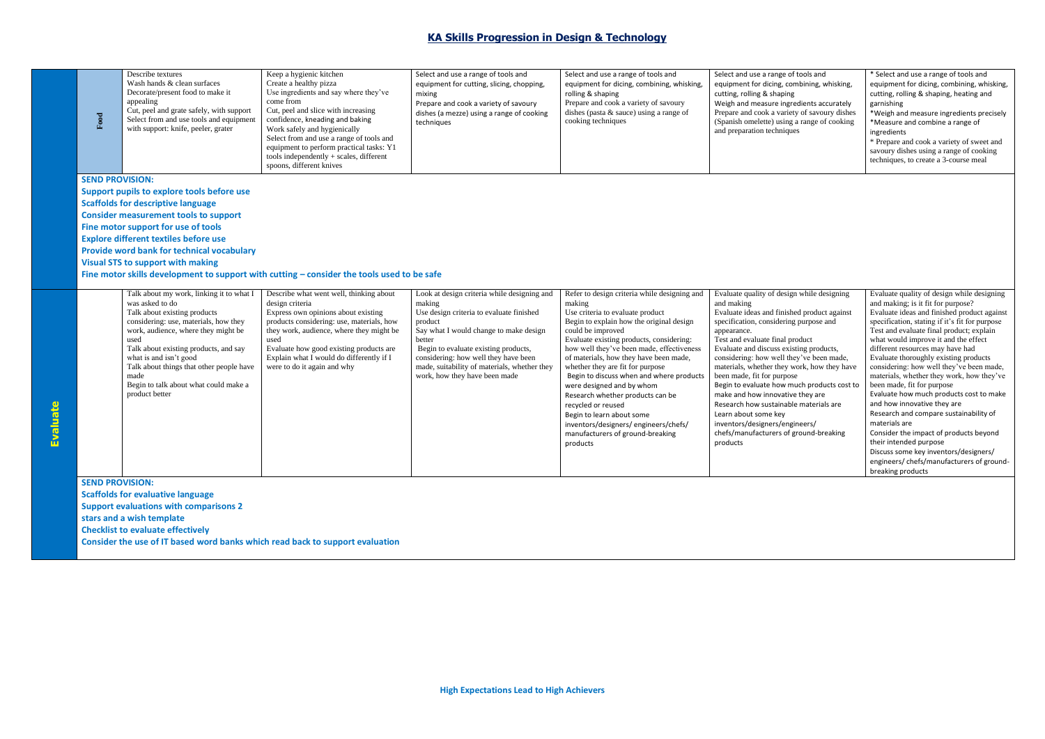# KA Skills Progression in Design & Technology

| | | | | | | | |
|---|---|---|---|---|---|---|---|
| | Food | Describe textures<br>Wash hands & clean surfaces<br>Decorate/present food to make it appealing<br>Cut, peel and grate safely, with support<br>Select from and use tools and equipment with support: knife, peeler, grater | Keep a hygienic kitchen<br>Create a healthy pizza<br>Use ingredients and say where they've come from<br>Cut, peel and slice with increasing confidence, kneading and baking<br>Work safely and hygienically<br>Select from and use a range of tools and equipment to perform practical tasks: Y1 tools independently + scales, different spoons, different knives | Select and use a range of tools and equipment for cutting, slicing, chopping, mixing<br>Prepare and cook a variety of savoury dishes (a mezze) using a range of cooking techniques | Select and use a range of tools and equipment for dicing, combining, whisking, rolling & shaping<br>Prepare and cook a variety of savoury dishes (pasta & sauce) using a range of cooking techniques | Select and use a range of tools and equipment for dicing, combining, whisking, cutting, rolling & shaping<br>Weigh and measure ingredients accurately<br>Prepare and cook a variety of savoury dishes (Spanish omelette) using a range of cooking and preparation techniques | * Select and use a range of tools and equipment for dicing, combining, whisking, cutting, rolling & shaping, heating and garnishing<br>*Weigh and measure ingredients precisely<br>*Measure and combine a range of ingredients<br>* Prepare and cook a variety of sweet and savoury dishes using a range of cooking techniques, to create a 3-course meal |

**SEND PROVISION:**

**Support pupils to explore tools before use**
**Scaffolds for descriptive language**
**Consider measurement tools to support**
**Fine motor support for use of tools**
**Explore different textiles before use**
**Provide word bank for technical vocabulary**
**Visual STS to support with making**
**Fine motor skills development to support with cutting – consider the tools used to be safe**

| | | | | | | | |
|---|---|---|---|---|---|---|---|
| **Evaluate** | | Talk about my work, linking it to what I was asked to do<br>Talk about existing products considering: use, materials, how they work, audience, where they might be used<br>Talk about existing products, and say what is and isn't good<br>Talk about things that other people have made<br>Begin to talk about what could make a product better | Describe what went well, thinking about design criteria<br>Express own opinions about existing products considering: use, materials, how they work, audience, where they might be used<br>Evaluate how good existing products are<br>Explain what I would do differently if I were to do it again and why | Look at design criteria while designing and making<br>Use design criteria to evaluate finished product<br>Say what I would change to make design better<br>Begin to evaluate existing products, considering: how well they have been made, suitability of materials, whether they work, how they have been made | Refer to design criteria while designing and making<br>Use criteria to evaluate product<br>Begin to explain how the original design could be improved<br>Evaluate existing products, considering: how well they've been made, effectiveness of materials, how they have been made, whether they are fit for purpose<br>Begin to discuss when and where products were designed and by whom<br>Research whether products can be recycled or reused<br>Begin to learn about some inventors/designers/ engineers/chefs/ manufacturers of ground-breaking products | Evaluate quality of design while designing and making<br>Evaluate ideas and finished product against specification, considering purpose and appearance.<br>Test and evaluate final product<br>Evaluate and discuss existing products, considering: how well they've been made, materials, whether they work, how they have been made, fit for purpose<br>Begin to evaluate how much products cost to make and how innovative they are<br>Research how sustainable materials are<br>Learn about some key inventors/designers/engineers/ chefs/manufacturers of ground-breaking products | Evaluate quality of design while designing and making; is it fit for purpose?<br>Evaluate ideas and finished product against specification, stating if it's fit for purpose<br>Test and evaluate final product; explain what would improve it and the effect different resources may have had<br>Evaluate thoroughly existing products considering: how well they've been made, materials, whether they work, how they've been made, fit for purpose<br>Evaluate how much products cost to make and how innovative they are<br>Research and compare sustainability of materials are<br>Consider the impact of products beyond their intended purpose<br>Discuss some key inventors/designers/ engineers/ chefs/manufacturers of ground-breaking products |

**SEND PROVISION:**

**Scaffolds for evaluative language**
**Support evaluations with comparisons 2 stars and a wish template**
**Checklist to evaluate effectively**
**Consider the use of IT based word banks which read back to support evaluation**

**High Expectations Lead to High Achievers**